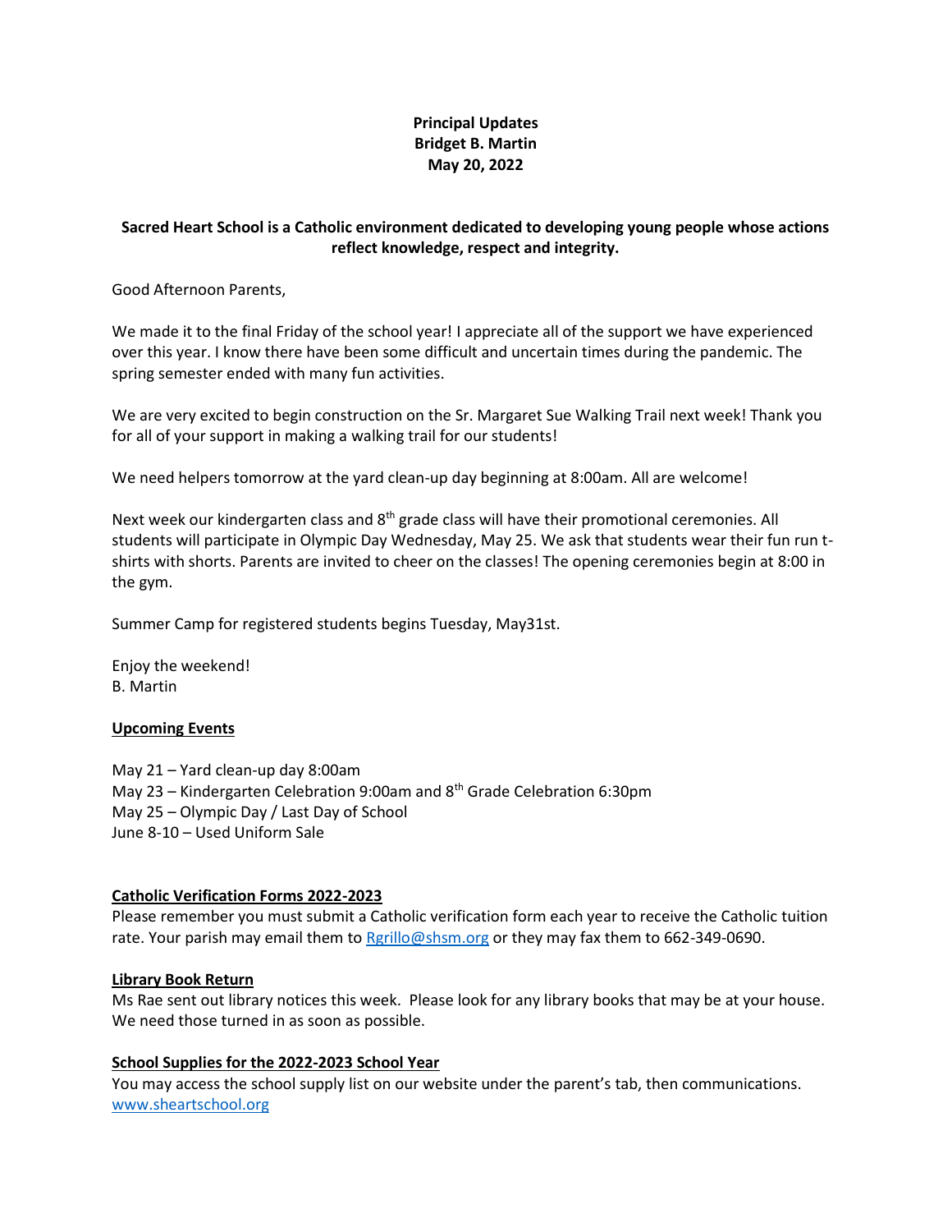**Principal Updates**
**Bridget B. Martin**
**May 20, 2022**

**Sacred Heart School is a Catholic environment dedicated to developing young people whose actions reflect knowledge, respect and integrity.**

Good Afternoon Parents,

We made it to the final Friday of the school year! I appreciate all of the support we have experienced over this year. I know there have been some difficult and uncertain times during the pandemic. The spring semester ended with many fun activities.

We are very excited to begin construction on the Sr. Margaret Sue Walking Trail next week! Thank you for all of your support in making a walking trail for our students!

We need helpers tomorrow at the yard clean-up day beginning at 8:00am. All are welcome!

Next week our kindergarten class and 8th grade class will have their promotional ceremonies. All students will participate in Olympic Day Wednesday, May 25. We ask that students wear their fun run t-shirts with shorts. Parents are invited to cheer on the classes! The opening ceremonies begin at 8:00 in the gym.

Summer Camp for registered students begins Tuesday, May31st.

Enjoy the weekend!
B. Martin

**Upcoming Events**

May 21 – Yard clean-up day 8:00am
May 23 – Kindergarten Celebration 9:00am and 8th Grade Celebration 6:30pm
May 25 – Olympic Day / Last Day of School
June 8-10 – Used Uniform Sale

**Catholic Verification Forms 2022-2023**

Please remember you must submit a Catholic verification form each year to receive the Catholic tuition rate. Your parish may email them to Rgrillo@shsm.org or they may fax them to 662-349-0690.

**Library Book Return**

Ms Rae sent out library notices this week. Please look for any library books that may be at your house. We need those turned in as soon as possible.

**School Supplies for the 2022-2023 School Year**

You may access the school supply list on our website under the parent's tab, then communications.
www.sheartschool.org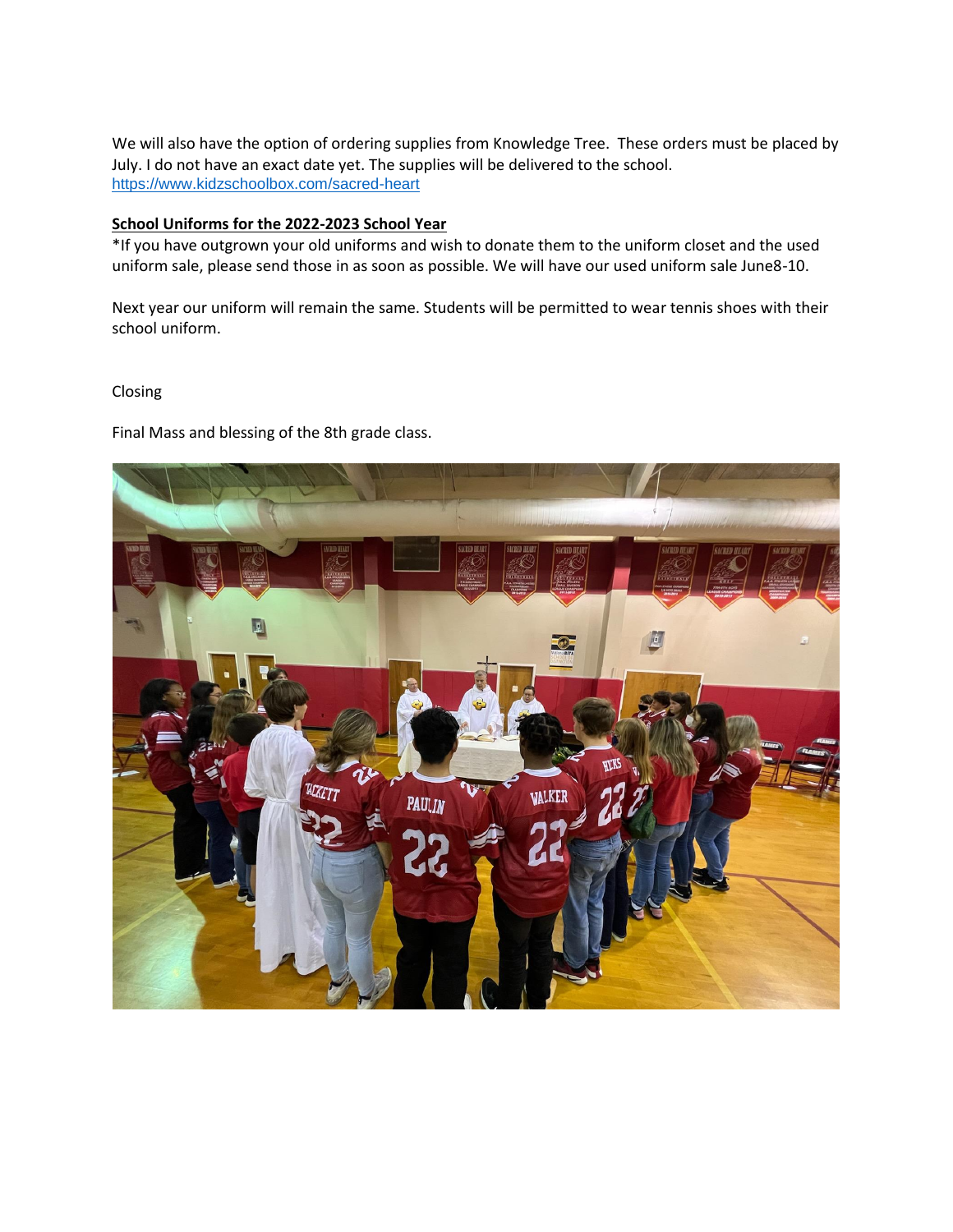We will also have the option of ordering supplies from Knowledge Tree. These orders must be placed by July. I do not have an exact date yet. The supplies will be delivered to the school.
https://www.kidzschoolbox.com/sacred-heart

**School Uniforms for the 2022-2023 School Year**

*If you have outgrown your old uniforms and wish to donate them to the uniform closet and the used uniform sale, please send those in as soon as possible. We will have our used uniform sale June8-10.

Next year our uniform will remain the same. Students will be permitted to wear tennis shoes with their school uniform.

Closing

Final Mass and blessing of the 8th grade class.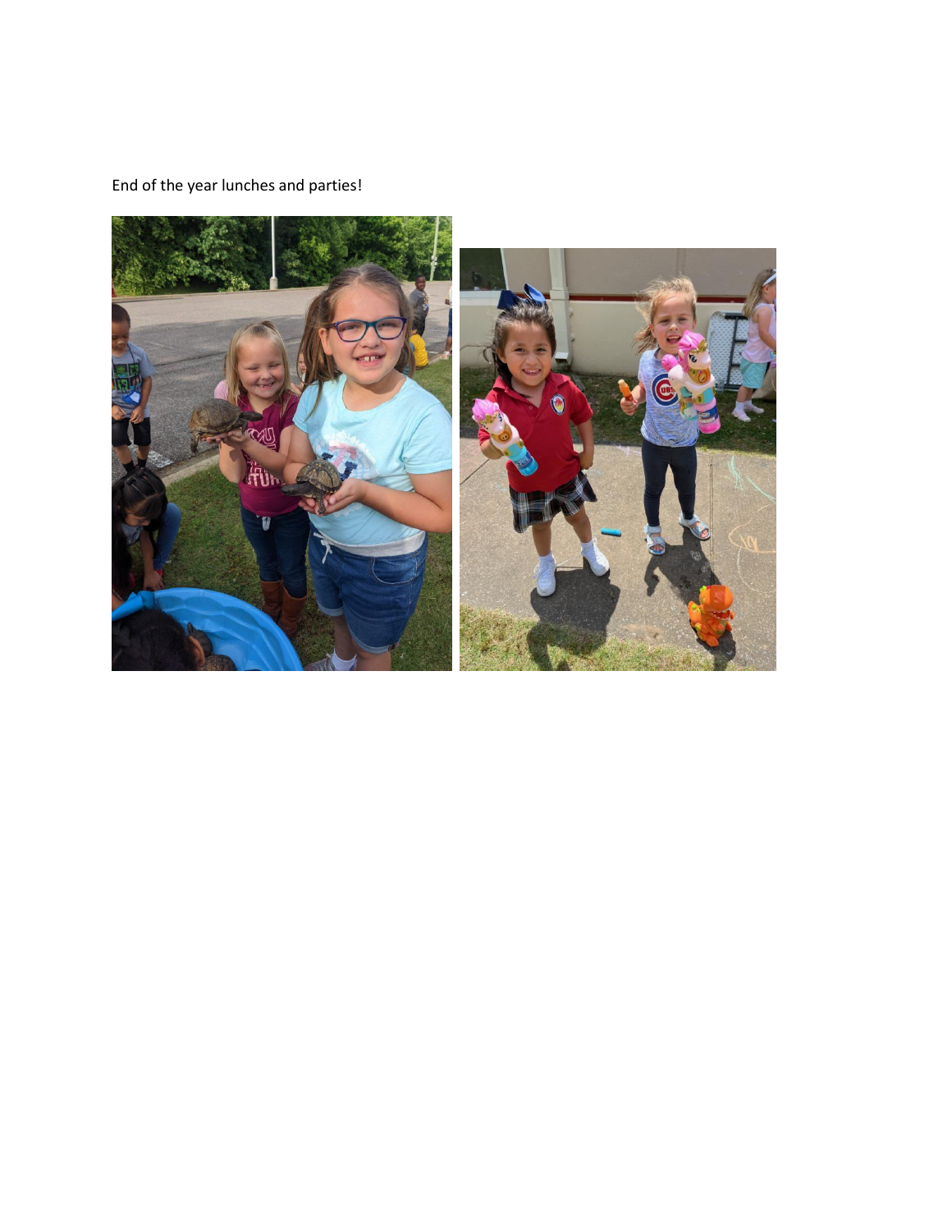End of the year lunches and parties!